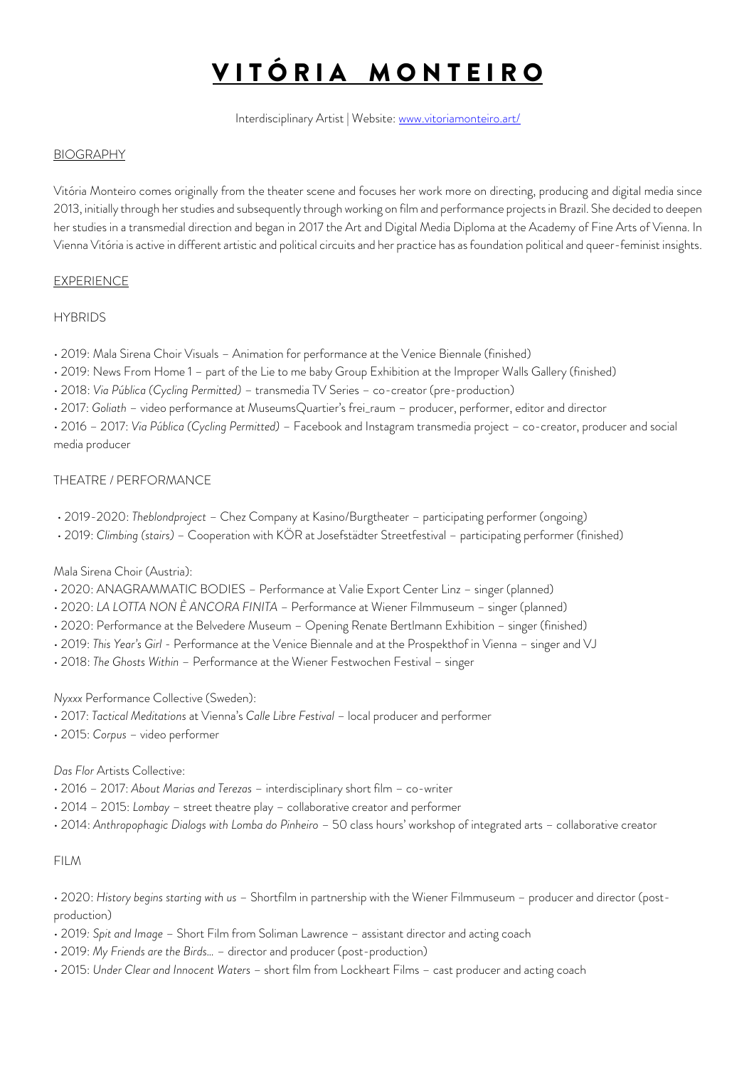# VITÓRIA MONTEIRO

Interdisciplinary Artist | Website: [www.vitoriamonteiro.art/](http://www.vitoriamonteiro.art/)

## BIOGRAPHY

Vitória Monteiro comes originally from the theater scene and focuses her work more on directing, producing and digital media since 2013, initially through her studies and subsequently through working on film and performance projects in Brazil. She decided to deepen her studies in a transmedial direction and began in 2017 the Art and Digital Media Diploma at the Academy of Fine Arts of Vienna. In Vienna Vitória is active in different artistic and political circuits and her practice has as foundation political and queer-feminist insights.

## EXPERIENCE

### HYBRIDS

- 2019: Mala Sirena Choir Visuals – Animation for performance at the Venice Biennale (finished)
- 2019: News From Home 1 – part of the Lie to me baby Group Exhibition at the Improper Walls Gallery (finished)
- 2018: *Via Pública (Cycling Permitted)* – transmedia TV Series – co-creator (pre-production)
- 2017: *Goliath* – video performance at MuseumsQuartier's frei_raum – producer, performer, editor and director
- 2016 – 2017: *Via Pública (Cycling Permitted)* – Facebook and Instagram transmedia project – co-creator, producer and social media producer

### THEATRE / PERFORMANCE

- 2019-2020: *Theblondproject* – Chez Company at Kasino/Burgtheater – participating performer (ongoing)
- 2019: *Climbing (stairs)* – Cooperation with KÖR at Josefstädter Streetfestival – participating performer (finished)

Mala Sirena Choir (Austria):

- 2020: ANAGRAMMATIC BODIES – Performance at Valie Export Center Linz – singer (planned)
- 2020: *LA LOTTA NON È ANCORA FINITA* – Performance at Wiener Filmmuseum – singer (planned)
- 2020: Performance at the Belvedere Museum – Opening Renate Bertlmann Exhibition – singer (finished)
- 2019: *This Year's Girl* - Performance at the Venice Biennale and at the Prospekthof in Vienna – singer and VJ
- 2018: *The Ghosts Within* – Performance at the Wiener Festwochen Festival – singer

*Nyxxx* Performance Collective (Sweden):

- 2017: *Tactical Meditations* at Vienna's *Calle Libre Festival* – local producer and performer
- 2015: *Corpus* – video performer

*Das Flor* Artists Collective:

- 2016 – 2017: *About Marias and Terezas* – interdisciplinary short film – co-writer
- 2014 – 2015: *Lombay* – street theatre play – collaborative creator and performer
- 2014: *Anthropophagic Dialogs with Lomba do Pinheiro* – 50 class hours' workshop of integrated arts – collaborative creator

### FILM

- 2020: *History begins starting with us* – Shortfilm in partnership with the Wiener Filmmuseum – producer and director (post-production)
- 2019: *Spit and Image* – Short Film from Soliman Lawrence – assistant director and acting coach
- 2019: *My Friends are the Birds...* – director and producer (post-production)
- 2015: *Under Clear and Innocent Waters* – short film from Lockheart Films – cast producer and acting coach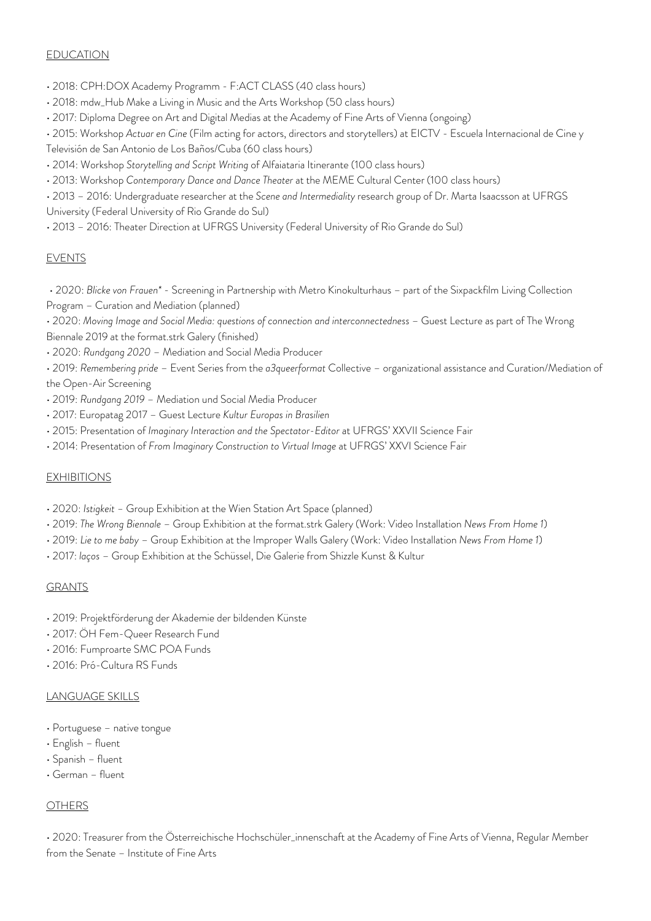## EDUCATION

- 2018: CPH:DOX Academy Programm - F:ACT CLASS (40 class hours)
- 2018: mdw_Hub Make a Living in Music and the Arts Workshop (50 class hours)
- 2017: Diploma Degree on Art and Digital Medias at the Academy of Fine Arts of Vienna (ongoing)
- 2015: Workshop *Actuar en Cine* (Film acting for actors, directors and storytellers) at EICTV - Escuela Internacional de Cine y Televisión de San Antonio de Los Baños/Cuba (60 class hours)
- 2014: Workshop *Storytelling and Script Writing* of Alfaiataria Itinerante (100 class hours)
- 2013: Workshop *Contemporary Dance and Dance Theater* at the MEME Cultural Center (100 class hours)
- 2013 – 2016: Undergraduate researcher at the *Scene and Intermediality* research group of Dr. Marta Isaacsson at UFRGS University (Federal University of Rio Grande do Sul)
- 2013 – 2016: Theater Direction at UFRGS University (Federal University of Rio Grande do Sul)

## EVENTS

- 2020: *Blicke von Frauen\** - Screening in Partnership with Metro Kinokulturhaus – part of the Sixpackfilm Living Collection Program – Curation and Mediation (planned)
- 2020: *Moving Image and Social Media: questions of connection and interconnectedness* – Guest Lecture as part of The Wrong Biennale 2019 at the format.strk Galery (finished)
- 2020: *Rundgang 2020* – Mediation and Social Media Producer
- 2019: *Remembering pride* – Event Series from the *a3queerformat* Collective – organizational assistance and Curation/Mediation of the Open-Air Screening
- 2019: *Rundgang 2019* – Mediation und Social Media Producer
- 2017: Europatag 2017 – Guest Lecture *Kultur Europas in Brasilien*
- 2015: Presentation of *Imaginary Interaction and the Spectator-Editor* at UFRGS' XXVII Science Fair
- 2014: Presentation of *From Imaginary Construction to Virtual Image* at UFRGS' XXVI Science Fair

## EXHIBITIONS

- 2020: *Istigkeit* – Group Exhibition at the Wien Station Art Space (planned)
- 2019: *The Wrong Biennale* – Group Exhibition at the format.strk Galery (Work: Video Installation *News From Home 1*)
- 2019: *Lie to me baby* – Group Exhibition at the Improper Walls Galery (Work: Video Installation *News From Home 1*)
- 2017: *laços* – Group Exhibition at the Schüssel, Die Galerie from Shizzle Kunst & Kultur

## GRANTS

- 2019: Projektförderung der Akademie der bildenden Künste
- 2017: ÖH Fem-Queer Research Fund
- 2016: Fumproarte SMC POA Funds
- 2016: Pró-Cultura RS Funds

## LANGUAGE SKILLS

- Portuguese – native tongue
- English – fluent
- Spanish – fluent
- German – fluent

## OTHERS

- 2020: Treasurer from the Österreichische Hochschüler_innenschaft at the Academy of Fine Arts of Vienna, Regular Member from the Senate – Institute of Fine Arts